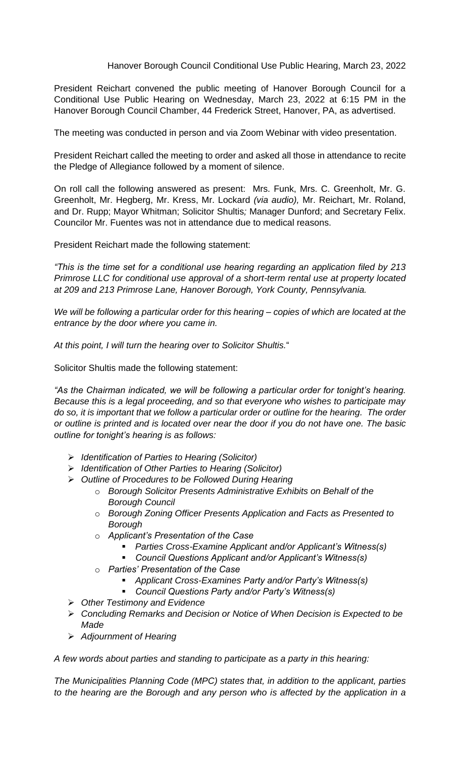Hanover Borough Council Conditional Use Public Hearing, March 23, 2022

President Reichart convened the public meeting of Hanover Borough Council for a Conditional Use Public Hearing on Wednesday, March 23, 2022 at 6:15 PM in the Hanover Borough Council Chamber, 44 Frederick Street, Hanover, PA, as advertised.

The meeting was conducted in person and via Zoom Webinar with video presentation.

President Reichart called the meeting to order and asked all those in attendance to recite the Pledge of Allegiance followed by a moment of silence.

On roll call the following answered as present: Mrs. Funk, Mrs. C. Greenholt, Mr. G. Greenholt, Mr. Hegberg, Mr. Kress, Mr. Lockard *(via audio),* Mr. Reichart, Mr. Roland, and Dr. Rupp; Mayor Whitman; Solicitor Shultis*;* Manager Dunford; and Secretary Felix. Councilor Mr. Fuentes was not in attendance due to medical reasons.

President Reichart made the following statement:

*"This is the time set for a conditional use hearing regarding an application filed by 213 Primrose LLC for conditional use approval of a short-term rental use at property located at 209 and 213 Primrose Lane, Hanover Borough, York County, Pennsylvania.*

*We will be following a particular order for this hearing – copies of which are located at the entrance by the door where you came in.*

*At this point, I will turn the hearing over to Solicitor Shultis.*"

Solicitor Shultis made the following statement:

*"As the Chairman indicated, we will be following a particular order for tonight's hearing. Because this is a legal proceeding, and so that everyone who wishes to participate may do so, it is important that we follow a particular order or outline for the hearing. The order or outline is printed and is located over near the door if you do not have one. The basic outline for tonight's hearing is as follows:*

- *Identification of Parties to Hearing (Solicitor)*
- *Identification of Other Parties to Hearing (Solicitor)*
- *Outline of Procedures to be Followed During Hearing*
  - *Borough Solicitor Presents Administrative Exhibits on Behalf of the Borough Council*
  - *Borough Zoning Officer Presents Application and Facts as Presented to Borough*
  - *Applicant's Presentation of the Case*
    - *Parties Cross-Examine Applicant and/or Applicant's Witness(s)*
    - *Council Questions Applicant and/or Applicant's Witness(s)*
  - *Parties' Presentation of the Case*
    - *Applicant Cross-Examines Party and/or Party's Witness(s)*
    - *Council Questions Party and/or Party's Witness(s)*
- *Other Testimony and Evidence*
- *Concluding Remarks and Decision or Notice of When Decision is Expected to be Made*
- *Adjournment of Hearing*

*A few words about parties and standing to participate as a party in this hearing:*

*The Municipalities Planning Code (MPC) states that, in addition to the applicant, parties to the hearing are the Borough and any person who is affected by the application in a*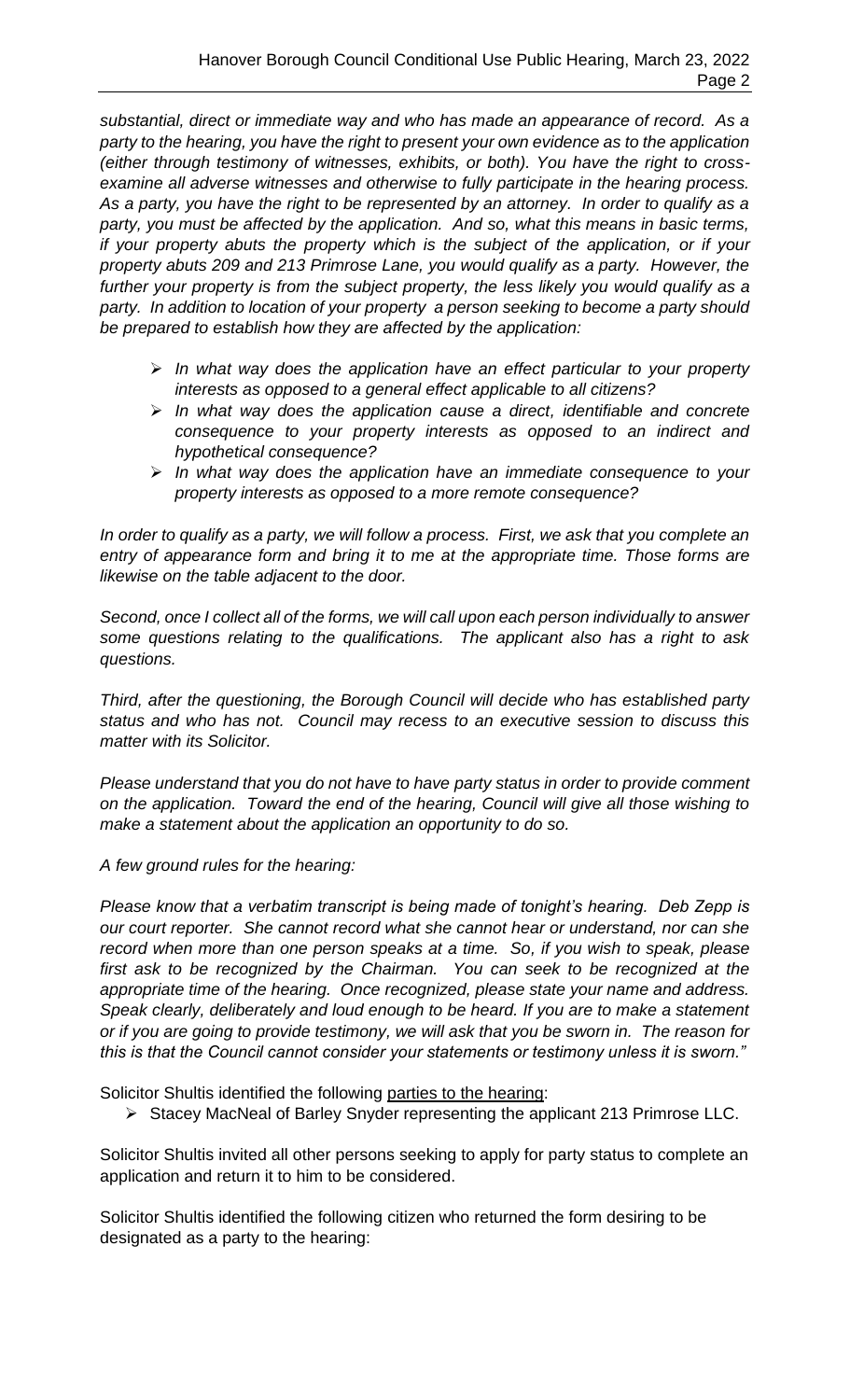*substantial, direct or immediate way and who has made an appearance of record. As a party to the hearing, you have the right to present your own evidence as to the application (either through testimony of witnesses, exhibits, or both). You have the right to cross-examine all adverse witnesses and otherwise to fully participate in the hearing process. As a party, you have the right to be represented by an attorney. In order to qualify as a party, you must be affected by the application. And so, what this means in basic terms, if your property abuts the property which is the subject of the application, or if your property abuts 209 and 213 Primrose Lane, you would qualify as a party. However, the further your property is from the subject property, the less likely you would qualify as a party. In addition to location of your property a person seeking to become a party should be prepared to establish how they are affected by the application:*

- *In what way does the application have an effect particular to your property interests as opposed to a general effect applicable to all citizens?*
- *In what way does the application cause a direct, identifiable and concrete consequence to your property interests as opposed to an indirect and hypothetical consequence?*
- *In what way does the application have an immediate consequence to your property interests as opposed to a more remote consequence?*

*In order to qualify as a party, we will follow a process. First, we ask that you complete an entry of appearance form and bring it to me at the appropriate time. Those forms are likewise on the table adjacent to the door.*

*Second, once I collect all of the forms, we will call upon each person individually to answer some questions relating to the qualifications. The applicant also has a right to ask questions.*

*Third, after the questioning, the Borough Council will decide who has established party status and who has not. Council may recess to an executive session to discuss this matter with its Solicitor.*

*Please understand that you do not have to have party status in order to provide comment on the application. Toward the end of the hearing, Council will give all those wishing to make a statement about the application an opportunity to do so.*

*A few ground rules for the hearing:*

*Please know that a verbatim transcript is being made of tonight's hearing. Deb Zepp is our court reporter. She cannot record what she cannot hear or understand, nor can she record when more than one person speaks at a time. So, if you wish to speak, please first ask to be recognized by the Chairman. You can seek to be recognized at the appropriate time of the hearing. Once recognized, please state your name and address. Speak clearly, deliberately and loud enough to be heard. If you are to make a statement or if you are going to provide testimony, we will ask that you be sworn in. The reason for this is that the Council cannot consider your statements or testimony unless it is sworn."*

Solicitor Shultis identified the following <u>parties to the hearing</u>:

- Stacey MacNeal of Barley Snyder representing the applicant 213 Primrose LLC.

Solicitor Shultis invited all other persons seeking to apply for party status to complete an application and return it to him to be considered.

Solicitor Shultis identified the following citizen who returned the form desiring to be designated as a party to the hearing: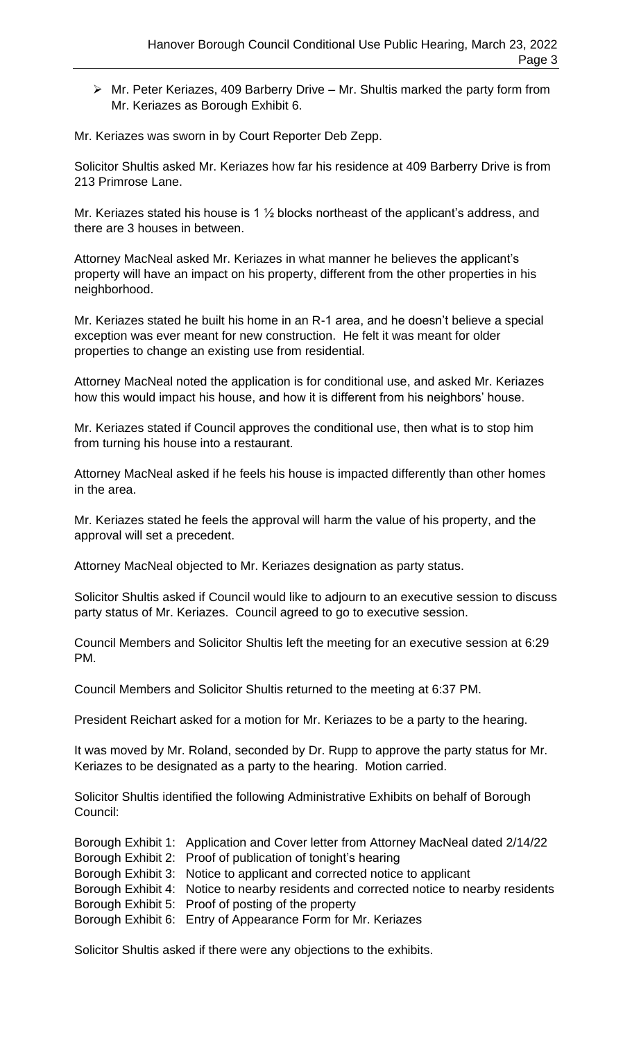- Mr. Peter Keriazes, 409 Barberry Drive – Mr. Shultis marked the party form from Mr. Keriazes as Borough Exhibit 6.

Mr. Keriazes was sworn in by Court Reporter Deb Zepp.

Solicitor Shultis asked Mr. Keriazes how far his residence at 409 Barberry Drive is from 213 Primrose Lane.

Mr. Keriazes stated his house is 1 ½ blocks northeast of the applicant's address, and there are 3 houses in between.

Attorney MacNeal asked Mr. Keriazes in what manner he believes the applicant's property will have an impact on his property, different from the other properties in his neighborhood.

Mr. Keriazes stated he built his home in an R-1 area, and he doesn't believe a special exception was ever meant for new construction. He felt it was meant for older properties to change an existing use from residential.

Attorney MacNeal noted the application is for conditional use, and asked Mr. Keriazes how this would impact his house, and how it is different from his neighbors' house.

Mr. Keriazes stated if Council approves the conditional use, then what is to stop him from turning his house into a restaurant.

Attorney MacNeal asked if he feels his house is impacted differently than other homes in the area.

Mr. Keriazes stated he feels the approval will harm the value of his property, and the approval will set a precedent.

Attorney MacNeal objected to Mr. Keriazes designation as party status.

Solicitor Shultis asked if Council would like to adjourn to an executive session to discuss party status of Mr. Keriazes. Council agreed to go to executive session.

Council Members and Solicitor Shultis left the meeting for an executive session at 6:29 PM.

Council Members and Solicitor Shultis returned to the meeting at 6:37 PM.

President Reichart asked for a motion for Mr. Keriazes to be a party to the hearing.

It was moved by Mr. Roland, seconded by Dr. Rupp to approve the party status for Mr. Keriazes to be designated as a party to the hearing. Motion carried.

Solicitor Shultis identified the following Administrative Exhibits on behalf of Borough Council:

Borough Exhibit 1: Application and Cover letter from Attorney MacNeal dated 2/14/22
Borough Exhibit 2: Proof of publication of tonight's hearing
Borough Exhibit 3: Notice to applicant and corrected notice to applicant
Borough Exhibit 4: Notice to nearby residents and corrected notice to nearby residents
Borough Exhibit 5: Proof of posting of the property
Borough Exhibit 6: Entry of Appearance Form for Mr. Keriazes

Solicitor Shultis asked if there were any objections to the exhibits.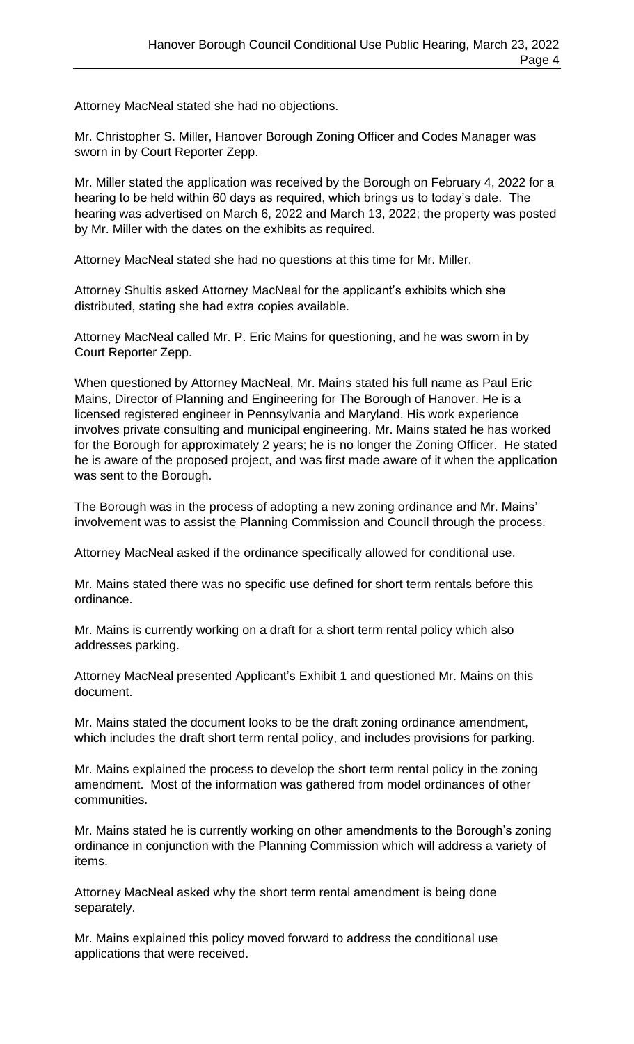Attorney MacNeal stated she had no objections.

Mr. Christopher S. Miller, Hanover Borough Zoning Officer and Codes Manager was sworn in by Court Reporter Zepp.

Mr. Miller stated the application was received by the Borough on February 4, 2022 for a hearing to be held within 60 days as required, which brings us to today's date. The hearing was advertised on March 6, 2022 and March 13, 2022; the property was posted by Mr. Miller with the dates on the exhibits as required.

Attorney MacNeal stated she had no questions at this time for Mr. Miller.

Attorney Shultis asked Attorney MacNeal for the applicant's exhibits which she distributed, stating she had extra copies available.

Attorney MacNeal called Mr. P. Eric Mains for questioning, and he was sworn in by Court Reporter Zepp.

When questioned by Attorney MacNeal, Mr. Mains stated his full name as Paul Eric Mains, Director of Planning and Engineering for The Borough of Hanover. He is a licensed registered engineer in Pennsylvania and Maryland. His work experience involves private consulting and municipal engineering. Mr. Mains stated he has worked for the Borough for approximately 2 years; he is no longer the Zoning Officer. He stated he is aware of the proposed project, and was first made aware of it when the application was sent to the Borough.

The Borough was in the process of adopting a new zoning ordinance and Mr. Mains' involvement was to assist the Planning Commission and Council through the process.

Attorney MacNeal asked if the ordinance specifically allowed for conditional use.

Mr. Mains stated there was no specific use defined for short term rentals before this ordinance.

Mr. Mains is currently working on a draft for a short term rental policy which also addresses parking.

Attorney MacNeal presented Applicant's Exhibit 1 and questioned Mr. Mains on this document.

Mr. Mains stated the document looks to be the draft zoning ordinance amendment, which includes the draft short term rental policy, and includes provisions for parking.

Mr. Mains explained the process to develop the short term rental policy in the zoning amendment. Most of the information was gathered from model ordinances of other communities.

Mr. Mains stated he is currently working on other amendments to the Borough's zoning ordinance in conjunction with the Planning Commission which will address a variety of items.

Attorney MacNeal asked why the short term rental amendment is being done separately.

Mr. Mains explained this policy moved forward to address the conditional use applications that were received.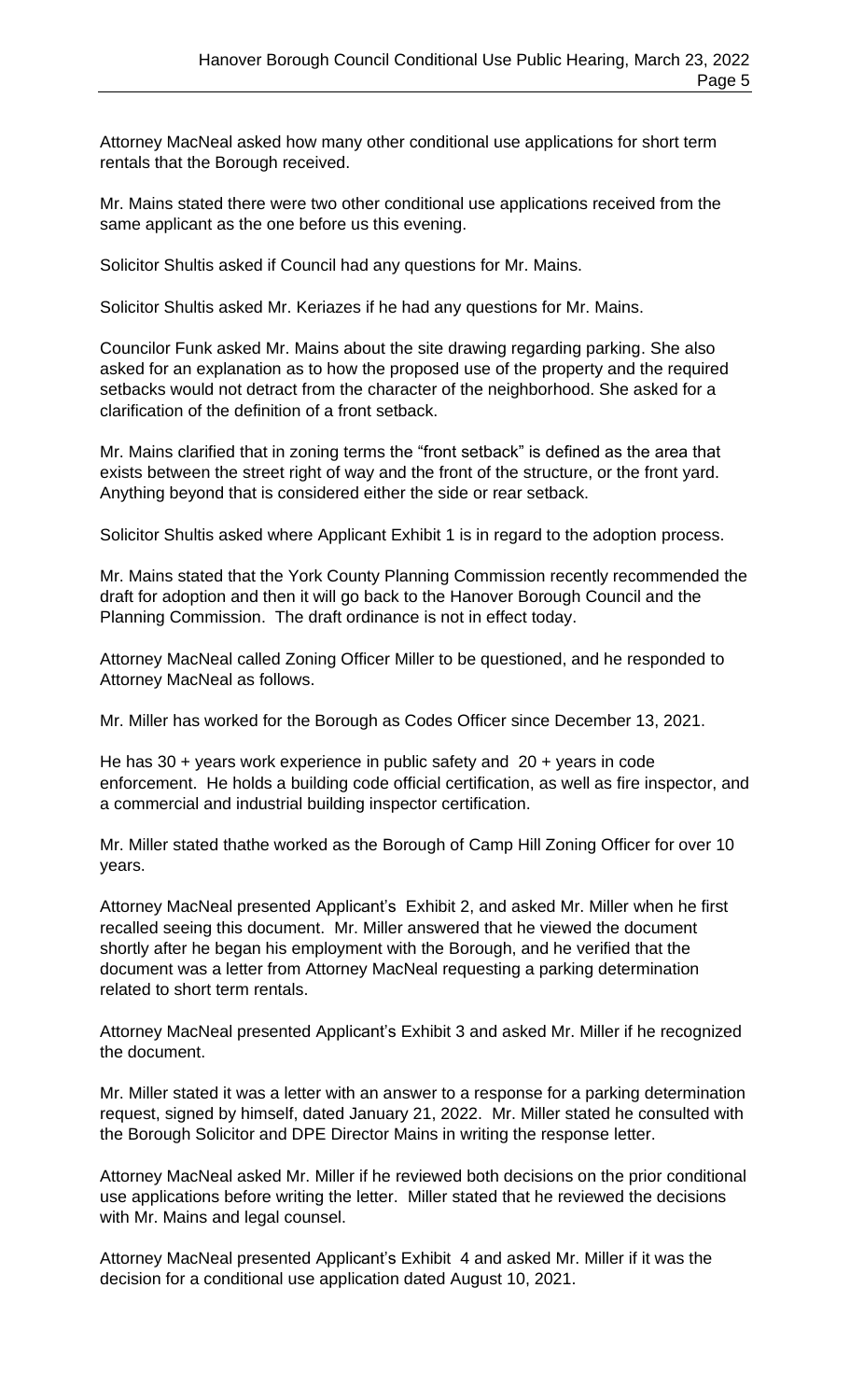Attorney MacNeal asked how many other conditional use applications for short term rentals that the Borough received.

Mr. Mains stated there were two other conditional use applications received from the same applicant as the one before us this evening.

Solicitor Shultis asked if Council had any questions for Mr. Mains.

Solicitor Shultis asked Mr. Keriazes if he had any questions for Mr. Mains.

Councilor Funk asked Mr. Mains about the site drawing regarding parking. She also asked for an explanation as to how the proposed use of the property and the required setbacks would not detract from the character of the neighborhood. She asked for a clarification of the definition of a front setback.

Mr. Mains clarified that in zoning terms the "front setback" is defined as the area that exists between the street right of way and the front of the structure, or the front yard. Anything beyond that is considered either the side or rear setback.

Solicitor Shultis asked where Applicant Exhibit 1 is in regard to the adoption process.

Mr. Mains stated that the York County Planning Commission recently recommended the draft for adoption and then it will go back to the Hanover Borough Council and the Planning Commission. The draft ordinance is not in effect today.

Attorney MacNeal called Zoning Officer Miller to be questioned, and he responded to Attorney MacNeal as follows.

Mr. Miller has worked for the Borough as Codes Officer since December 13, 2021.

He has 30 + years work experience in public safety and 20 + years in code enforcement. He holds a building code official certification, as well as fire inspector, and a commercial and industrial building inspector certification.

Mr. Miller stated thathe worked as the Borough of Camp Hill Zoning Officer for over 10 years.

Attorney MacNeal presented Applicant's Exhibit 2, and asked Mr. Miller when he first recalled seeing this document. Mr. Miller answered that he viewed the document shortly after he began his employment with the Borough, and he verified that the document was a letter from Attorney MacNeal requesting a parking determination related to short term rentals.

Attorney MacNeal presented Applicant's Exhibit 3 and asked Mr. Miller if he recognized the document.

Mr. Miller stated it was a letter with an answer to a response for a parking determination request, signed by himself, dated January 21, 2022. Mr. Miller stated he consulted with the Borough Solicitor and DPE Director Mains in writing the response letter.

Attorney MacNeal asked Mr. Miller if he reviewed both decisions on the prior conditional use applications before writing the letter. Miller stated that he reviewed the decisions with Mr. Mains and legal counsel.

Attorney MacNeal presented Applicant's Exhibit 4 and asked Mr. Miller if it was the decision for a conditional use application dated August 10, 2021.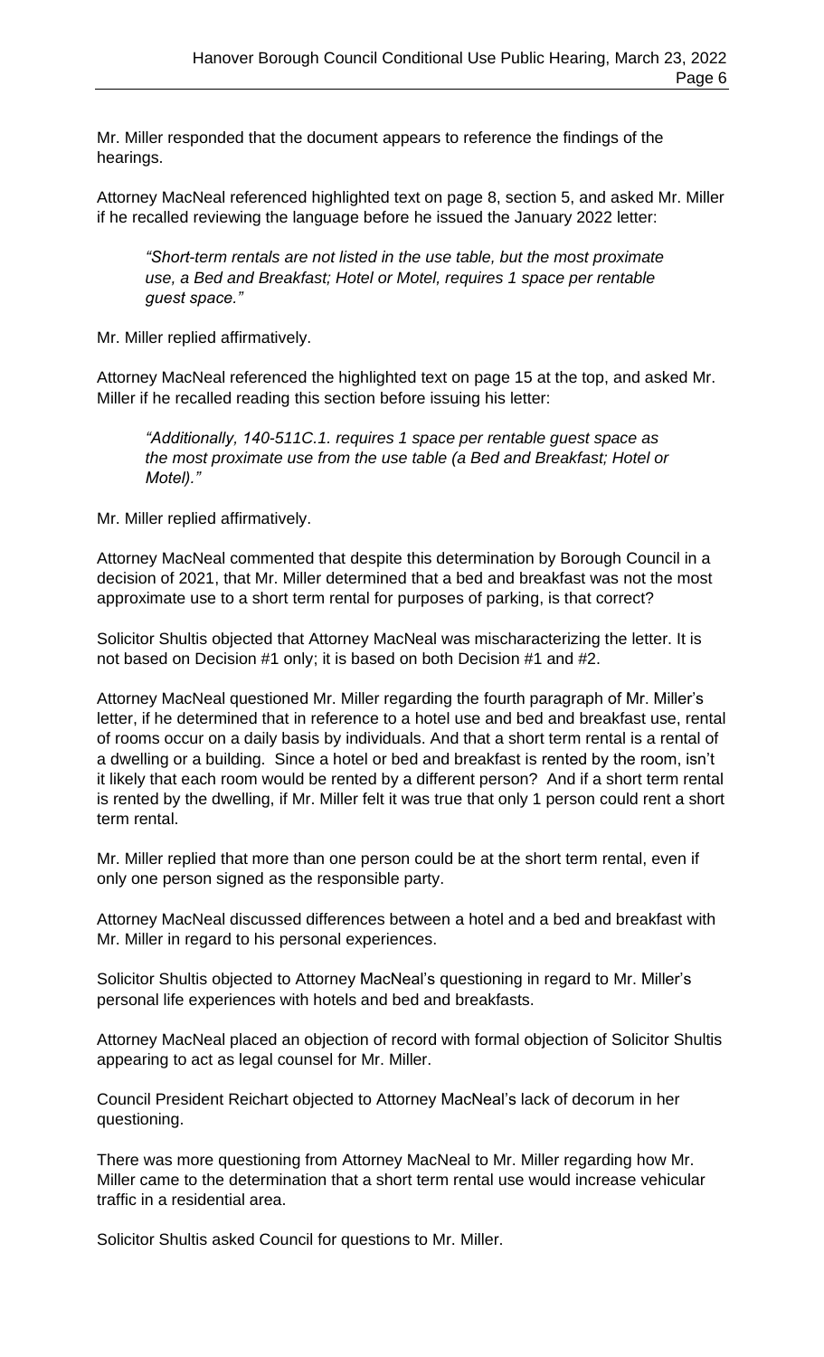Mr. Miller responded that the document appears to reference the findings of the hearings.

Attorney MacNeal referenced highlighted text on page 8, section 5, and asked Mr. Miller if he recalled reviewing the language before he issued the January 2022 letter:

> *"Short-term rentals are not listed in the use table, but the most proximate use, a Bed and Breakfast; Hotel or Motel, requires 1 space per rentable guest space."*

Mr. Miller replied affirmatively.

Attorney MacNeal referenced the highlighted text on page 15 at the top, and asked Mr. Miller if he recalled reading this section before issuing his letter:

> *"Additionally, 140-511C.1. requires 1 space per rentable guest space as the most proximate use from the use table (a Bed and Breakfast; Hotel or Motel)."*

Mr. Miller replied affirmatively.

Attorney MacNeal commented that despite this determination by Borough Council in a decision of 2021, that Mr. Miller determined that a bed and breakfast was not the most approximate use to a short term rental for purposes of parking, is that correct?

Solicitor Shultis objected that Attorney MacNeal was mischaracterizing the letter. It is not based on Decision #1 only; it is based on both Decision #1 and #2.

Attorney MacNeal questioned Mr. Miller regarding the fourth paragraph of Mr. Miller's letter, if he determined that in reference to a hotel use and bed and breakfast use, rental of rooms occur on a daily basis by individuals. And that a short term rental is a rental of a dwelling or a building. Since a hotel or bed and breakfast is rented by the room, isn't it likely that each room would be rented by a different person? And if a short term rental is rented by the dwelling, if Mr. Miller felt it was true that only 1 person could rent a short term rental.

Mr. Miller replied that more than one person could be at the short term rental, even if only one person signed as the responsible party.

Attorney MacNeal discussed differences between a hotel and a bed and breakfast with Mr. Miller in regard to his personal experiences.

Solicitor Shultis objected to Attorney MacNeal's questioning in regard to Mr. Miller's personal life experiences with hotels and bed and breakfasts.

Attorney MacNeal placed an objection of record with formal objection of Solicitor Shultis appearing to act as legal counsel for Mr. Miller.

Council President Reichart objected to Attorney MacNeal's lack of decorum in her questioning.

There was more questioning from Attorney MacNeal to Mr. Miller regarding how Mr. Miller came to the determination that a short term rental use would increase vehicular traffic in a residential area.

Solicitor Shultis asked Council for questions to Mr. Miller.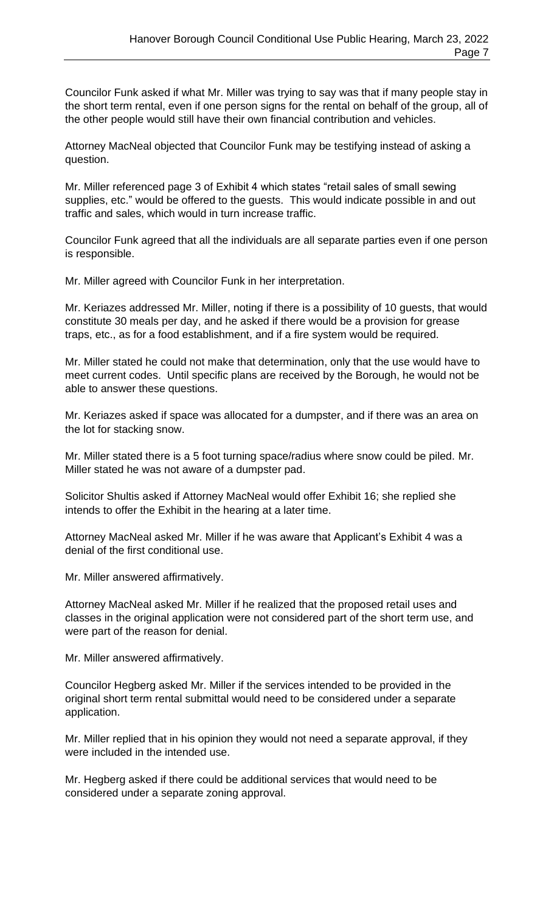Councilor Funk asked if what Mr. Miller was trying to say was that if many people stay in the short term rental, even if one person signs for the rental on behalf of the group, all of the other people would still have their own financial contribution and vehicles.

Attorney MacNeal objected that Councilor Funk may be testifying instead of asking a question.

Mr. Miller referenced page 3 of Exhibit 4 which states "retail sales of small sewing supplies, etc." would be offered to the guests. This would indicate possible in and out traffic and sales, which would in turn increase traffic.

Councilor Funk agreed that all the individuals are all separate parties even if one person is responsible.

Mr. Miller agreed with Councilor Funk in her interpretation.

Mr. Keriazes addressed Mr. Miller, noting if there is a possibility of 10 guests, that would constitute 30 meals per day, and he asked if there would be a provision for grease traps, etc., as for a food establishment, and if a fire system would be required.

Mr. Miller stated he could not make that determination, only that the use would have to meet current codes. Until specific plans are received by the Borough, he would not be able to answer these questions.

Mr. Keriazes asked if space was allocated for a dumpster, and if there was an area on the lot for stacking snow.

Mr. Miller stated there is a 5 foot turning space/radius where snow could be piled. Mr. Miller stated he was not aware of a dumpster pad.

Solicitor Shultis asked if Attorney MacNeal would offer Exhibit 16; she replied she intends to offer the Exhibit in the hearing at a later time.

Attorney MacNeal asked Mr. Miller if he was aware that Applicant's Exhibit 4 was a denial of the first conditional use.

Mr. Miller answered affirmatively.

Attorney MacNeal asked Mr. Miller if he realized that the proposed retail uses and classes in the original application were not considered part of the short term use, and were part of the reason for denial.

Mr. Miller answered affirmatively.

Councilor Hegberg asked Mr. Miller if the services intended to be provided in the original short term rental submittal would need to be considered under a separate application.

Mr. Miller replied that in his opinion they would not need a separate approval, if they were included in the intended use.

Mr. Hegberg asked if there could be additional services that would need to be considered under a separate zoning approval.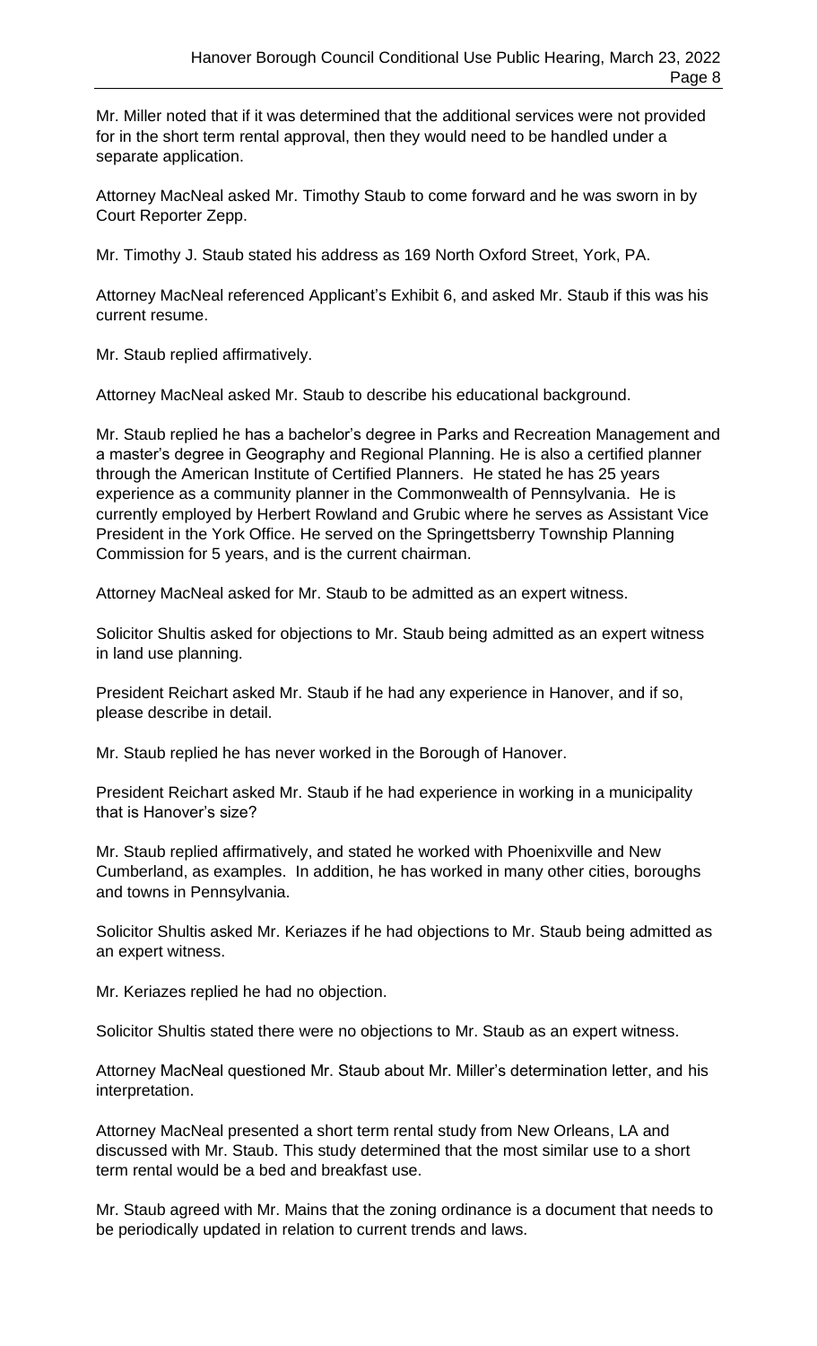Mr. Miller noted that if it was determined that the additional services were not provided for in the short term rental approval, then they would need to be handled under a separate application.

Attorney MacNeal asked Mr. Timothy Staub to come forward and he was sworn in by Court Reporter Zepp.

Mr. Timothy J. Staub stated his address as 169 North Oxford Street, York, PA.

Attorney MacNeal referenced Applicant's Exhibit 6, and asked Mr. Staub if this was his current resume.

Mr. Staub replied affirmatively.

Attorney MacNeal asked Mr. Staub to describe his educational background.

Mr. Staub replied he has a bachelor's degree in Parks and Recreation Management and a master's degree in Geography and Regional Planning. He is also a certified planner through the American Institute of Certified Planners. He stated he has 25 years experience as a community planner in the Commonwealth of Pennsylvania. He is currently employed by Herbert Rowland and Grubic where he serves as Assistant Vice President in the York Office. He served on the Springettsberry Township Planning Commission for 5 years, and is the current chairman.

Attorney MacNeal asked for Mr. Staub to be admitted as an expert witness.

Solicitor Shultis asked for objections to Mr. Staub being admitted as an expert witness in land use planning.

President Reichart asked Mr. Staub if he had any experience in Hanover, and if so, please describe in detail.

Mr. Staub replied he has never worked in the Borough of Hanover.

President Reichart asked Mr. Staub if he had experience in working in a municipality that is Hanover's size?

Mr. Staub replied affirmatively, and stated he worked with Phoenixville and New Cumberland, as examples. In addition, he has worked in many other cities, boroughs and towns in Pennsylvania.

Solicitor Shultis asked Mr. Keriazes if he had objections to Mr. Staub being admitted as an expert witness.

Mr. Keriazes replied he had no objection.

Solicitor Shultis stated there were no objections to Mr. Staub as an expert witness.

Attorney MacNeal questioned Mr. Staub about Mr. Miller's determination letter, and his interpretation.

Attorney MacNeal presented a short term rental study from New Orleans, LA and discussed with Mr. Staub. This study determined that the most similar use to a short term rental would be a bed and breakfast use.

Mr. Staub agreed with Mr. Mains that the zoning ordinance is a document that needs to be periodically updated in relation to current trends and laws.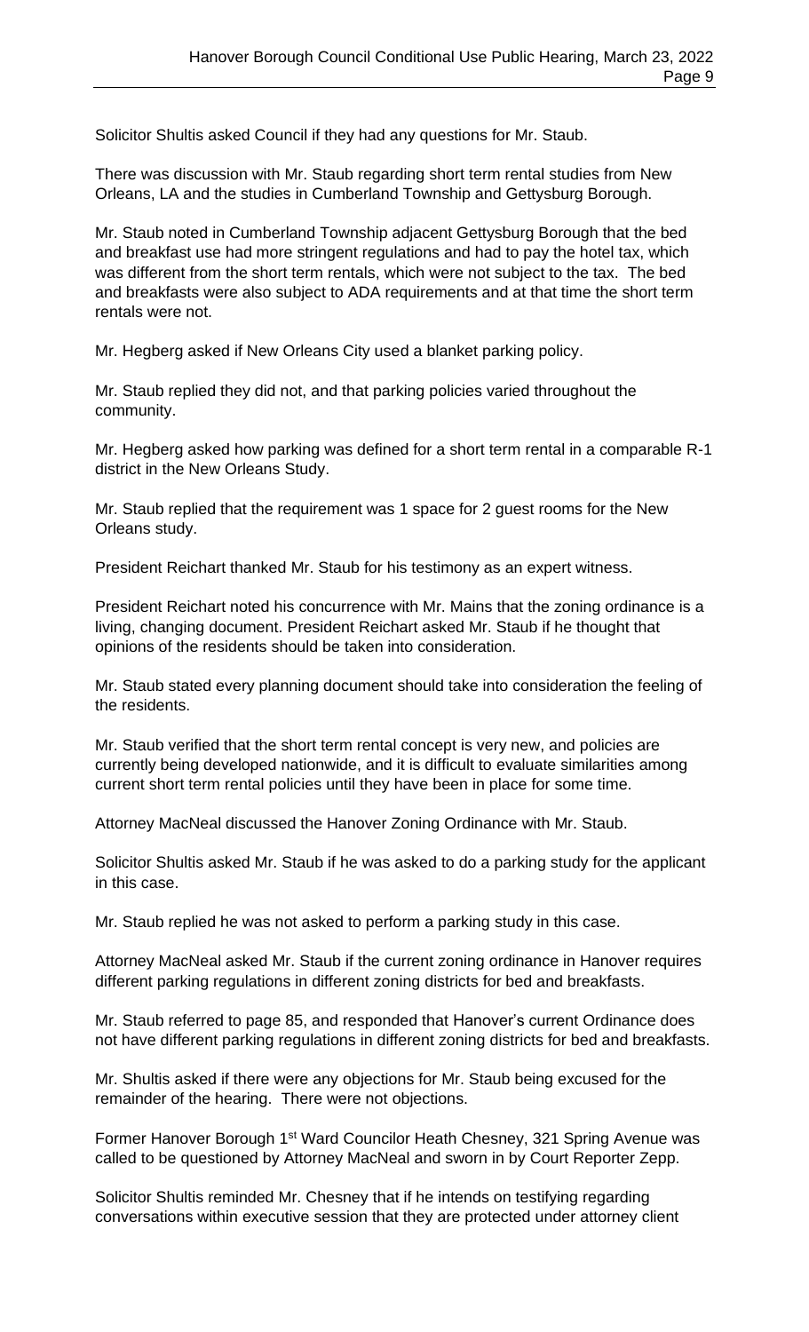Solicitor Shultis asked Council if they had any questions for Mr. Staub.

There was discussion with Mr. Staub regarding short term rental studies from New Orleans, LA and the studies in Cumberland Township and Gettysburg Borough.

Mr. Staub noted in Cumberland Township adjacent Gettysburg Borough that the bed and breakfast use had more stringent regulations and had to pay the hotel tax, which was different from the short term rentals, which were not subject to the tax. The bed and breakfasts were also subject to ADA requirements and at that time the short term rentals were not.

Mr. Hegberg asked if New Orleans City used a blanket parking policy.

Mr. Staub replied they did not, and that parking policies varied throughout the community.

Mr. Hegberg asked how parking was defined for a short term rental in a comparable R-1 district in the New Orleans Study.

Mr. Staub replied that the requirement was 1 space for 2 guest rooms for the New Orleans study.

President Reichart thanked Mr. Staub for his testimony as an expert witness.

President Reichart noted his concurrence with Mr. Mains that the zoning ordinance is a living, changing document. President Reichart asked Mr. Staub if he thought that opinions of the residents should be taken into consideration.

Mr. Staub stated every planning document should take into consideration the feeling of the residents.

Mr. Staub verified that the short term rental concept is very new, and policies are currently being developed nationwide, and it is difficult to evaluate similarities among current short term rental policies until they have been in place for some time.

Attorney MacNeal discussed the Hanover Zoning Ordinance with Mr. Staub.

Solicitor Shultis asked Mr. Staub if he was asked to do a parking study for the applicant in this case.

Mr. Staub replied he was not asked to perform a parking study in this case.

Attorney MacNeal asked Mr. Staub if the current zoning ordinance in Hanover requires different parking regulations in different zoning districts for bed and breakfasts.

Mr. Staub referred to page 85, and responded that Hanover's current Ordinance does not have different parking regulations in different zoning districts for bed and breakfasts.

Mr. Shultis asked if there were any objections for Mr. Staub being excused for the remainder of the hearing. There were not objections.

Former Hanover Borough 1st Ward Councilor Heath Chesney, 321 Spring Avenue was called to be questioned by Attorney MacNeal and sworn in by Court Reporter Zepp.

Solicitor Shultis reminded Mr. Chesney that if he intends on testifying regarding conversations within executive session that they are protected under attorney client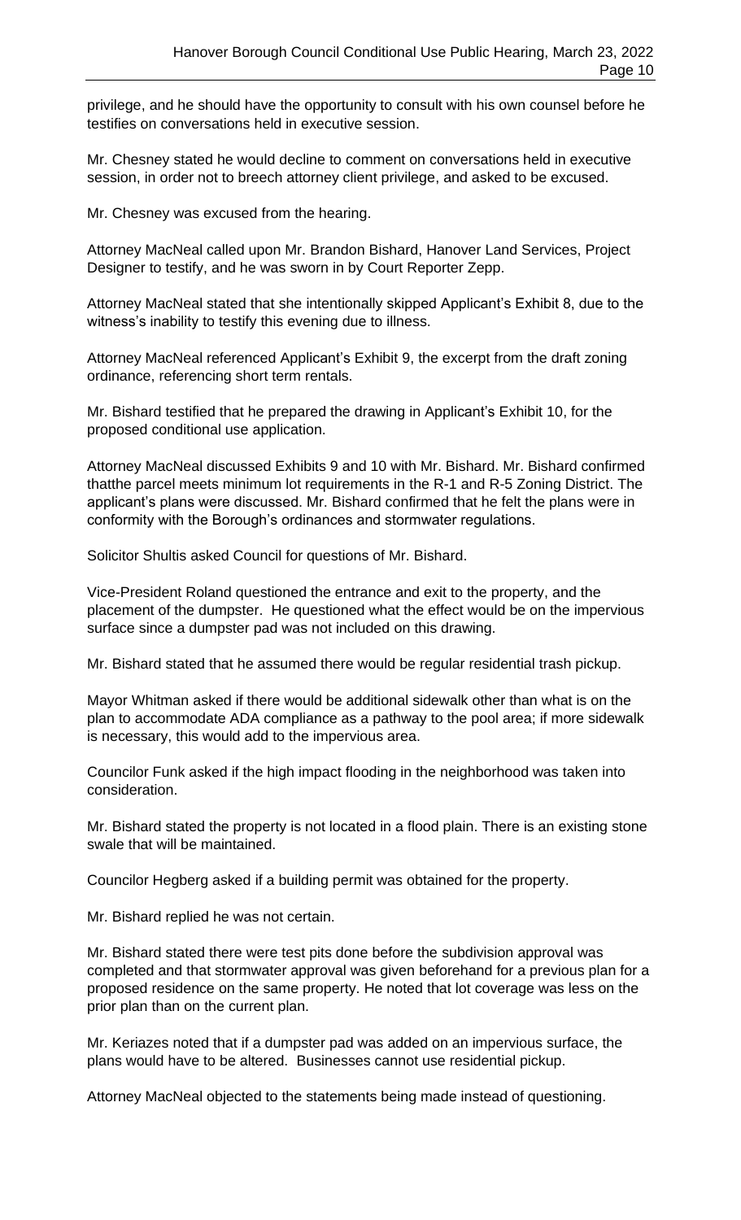privilege, and he should have the opportunity to consult with his own counsel before he testifies on conversations held in executive session.

Mr. Chesney stated he would decline to comment on conversations held in executive session, in order not to breech attorney client privilege, and asked to be excused.

Mr. Chesney was excused from the hearing.

Attorney MacNeal called upon Mr. Brandon Bishard, Hanover Land Services, Project Designer to testify, and he was sworn in by Court Reporter Zepp.

Attorney MacNeal stated that she intentionally skipped Applicant's Exhibit 8, due to the witness's inability to testify this evening due to illness.

Attorney MacNeal referenced Applicant's Exhibit 9, the excerpt from the draft zoning ordinance, referencing short term rentals.

Mr. Bishard testified that he prepared the drawing in Applicant's Exhibit 10, for the proposed conditional use application.

Attorney MacNeal discussed Exhibits 9 and 10 with Mr. Bishard. Mr. Bishard confirmed thatthe parcel meets minimum lot requirements in the R-1 and R-5 Zoning District. The applicant's plans were discussed. Mr. Bishard confirmed that he felt the plans were in conformity with the Borough's ordinances and stormwater regulations.

Solicitor Shultis asked Council for questions of Mr. Bishard.

Vice-President Roland questioned the entrance and exit to the property, and the placement of the dumpster. He questioned what the effect would be on the impervious surface since a dumpster pad was not included on this drawing.

Mr. Bishard stated that he assumed there would be regular residential trash pickup.

Mayor Whitman asked if there would be additional sidewalk other than what is on the plan to accommodate ADA compliance as a pathway to the pool area; if more sidewalk is necessary, this would add to the impervious area.

Councilor Funk asked if the high impact flooding in the neighborhood was taken into consideration.

Mr. Bishard stated the property is not located in a flood plain. There is an existing stone swale that will be maintained.

Councilor Hegberg asked if a building permit was obtained for the property.

Mr. Bishard replied he was not certain.

Mr. Bishard stated there were test pits done before the subdivision approval was completed and that stormwater approval was given beforehand for a previous plan for a proposed residence on the same property. He noted that lot coverage was less on the prior plan than on the current plan.

Mr. Keriazes noted that if a dumpster pad was added on an impervious surface, the plans would have to be altered. Businesses cannot use residential pickup.

Attorney MacNeal objected to the statements being made instead of questioning.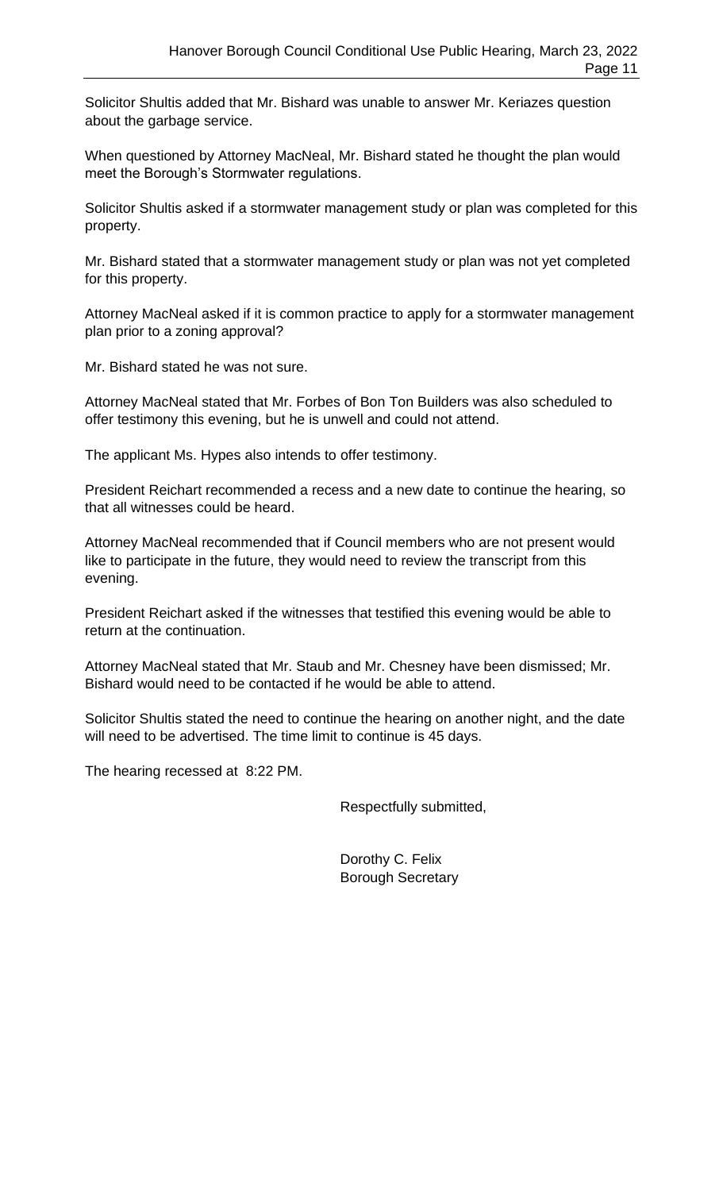Solicitor Shultis added that Mr. Bishard was unable to answer Mr. Keriazes question about the garbage service.

When questioned by Attorney MacNeal, Mr. Bishard stated he thought the plan would meet the Borough's Stormwater regulations.

Solicitor Shultis asked if a stormwater management study or plan was completed for this property.

Mr. Bishard stated that a stormwater management study or plan was not yet completed for this property.

Attorney MacNeal asked if it is common practice to apply for a stormwater management plan prior to a zoning approval?

Mr. Bishard stated he was not sure.

Attorney MacNeal stated that Mr. Forbes of Bon Ton Builders was also scheduled to offer testimony this evening, but he is unwell and could not attend.

The applicant Ms. Hypes also intends to offer testimony.

President Reichart recommended a recess and a new date to continue the hearing, so that all witnesses could be heard.

Attorney MacNeal recommended that if Council members who are not present would like to participate in the future, they would need to review the transcript from this evening.

President Reichart asked if the witnesses that testified this evening would be able to return at the continuation.

Attorney MacNeal stated that Mr. Staub and Mr. Chesney have been dismissed; Mr. Bishard would need to be contacted if he would be able to attend.

Solicitor Shultis stated the need to continue the hearing on another night, and the date will need to be advertised. The time limit to continue is 45 days.

The hearing recessed at 8:22 PM.

Respectfully submitted,

Dorothy C. Felix
Borough Secretary